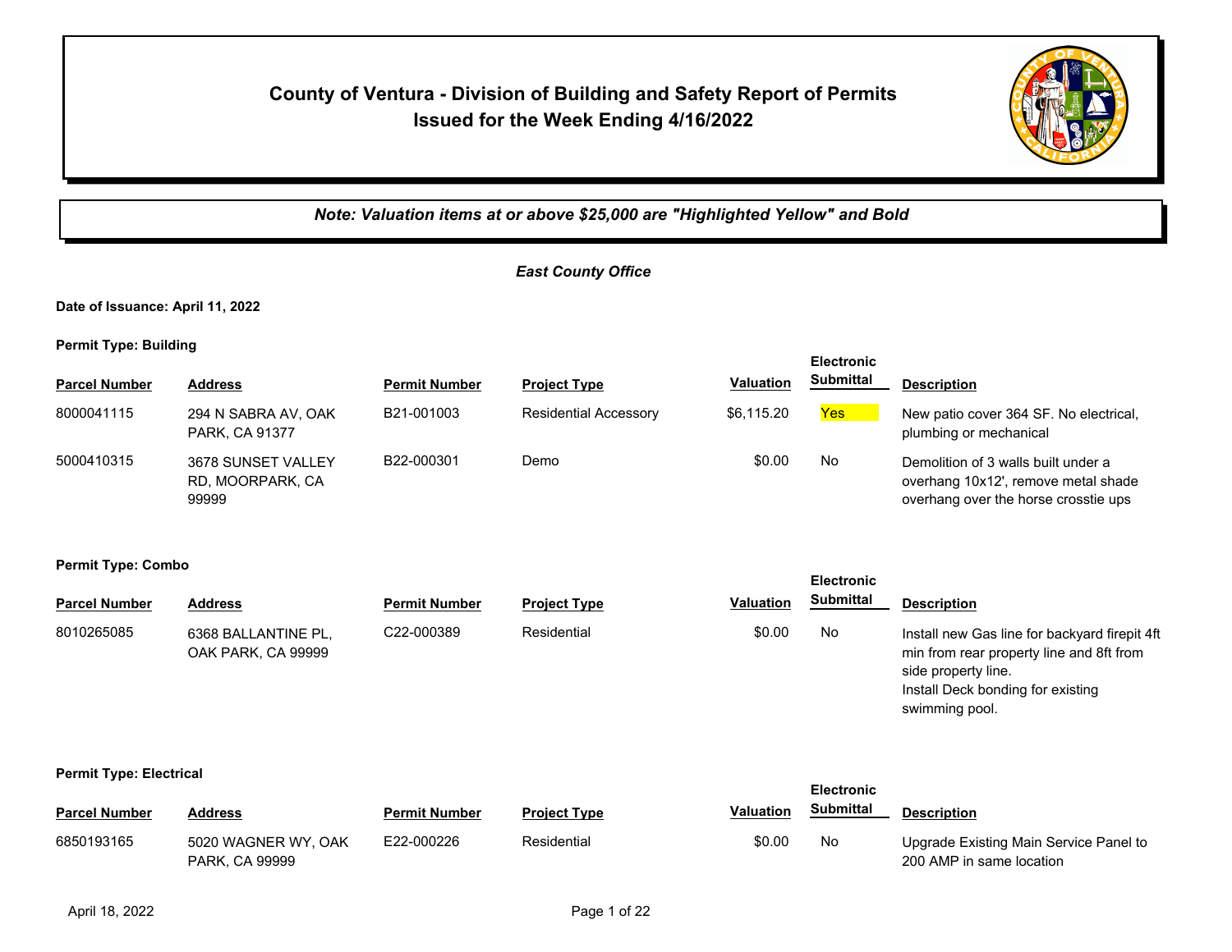# County of Ventura - Division of Building and Safety Report of Permits Issued for the Week Ending 4/16/2022

***Note: Valuation items at or above $25,000 are "Highlighted Yellow" and Bold***

*East County Office*

**Date of Issuance: April 11, 2022**

**Permit Type: Building**

| Parcel Number | Address | Permit Number | Project Type | Valuation | Electronic Submittal | Description |
|---|---|---|---|---|---|---|
| 8000041115 | 294 N SABRA AV, OAK PARK, CA 91377 | B21-001003 | Residential Accessory | $6,115.20 | Yes | New patio cover 364 SF. No electrical, plumbing or mechanical |
| 5000410315 | 3678 SUNSET VALLEY RD, MOORPARK, CA 99999 | B22-000301 | Demo | $0.00 | No | Demolition of 3 walls built under a overhang 10x12', remove metal shade overhang over the horse crosstie ups |

**Permit Type: Combo**

| Parcel Number | Address | Permit Number | Project Type | Valuation | Electronic Submittal | Description |
|---|---|---|---|---|---|---|
| 8010265085 | 6368 BALLANTINE PL, OAK PARK, CA 99999 | C22-000389 | Residential | $0.00 | No | Install new Gas line for backyard firepit 4ft min from rear property line and 8ft from side property line. Install Deck bonding for existing swimming pool. |

**Permit Type: Electrical**

| Parcel Number | Address | Permit Number | Project Type | Valuation | Electronic Submittal | Description |
|---|---|---|---|---|---|---|
| 6850193165 | 5020 WAGNER WY, OAK PARK, CA 99999 | E22-000226 | Residential | $0.00 | No | Upgrade Existing Main Service Panel to 200 AMP in same location |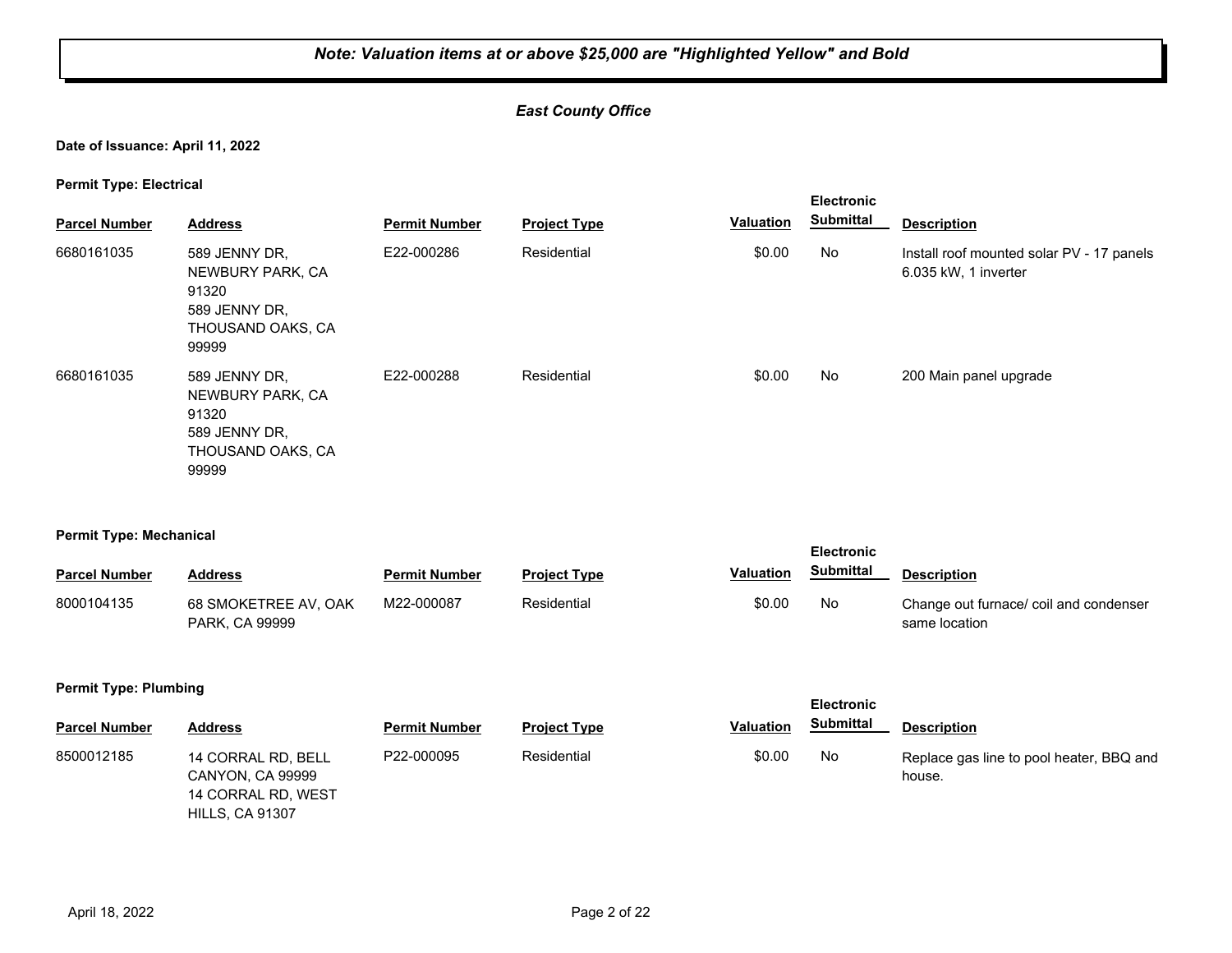***Note: Valuation items at or above $25,000 are "Highlighted Yellow" and Bold***

***East County Office***

**Date of Issuance: April 11, 2022**

**Permit Type: Electrical**

| Parcel Number | Address | Permit Number | Project Type | Valuation | Electronic Submittal | Description |
|---|---|---|---|---|---|---|
| 6680161035 | 589 JENNY DR, NEWBURY PARK, CA 91320 589 JENNY DR, THOUSAND OAKS, CA 99999 | E22-000286 | Residential | $0.00 | No | Install roof mounted solar PV - 17 panels 6.035 kW, 1 inverter |
| 6680161035 | 589 JENNY DR, NEWBURY PARK, CA 91320 589 JENNY DR, THOUSAND OAKS, CA 99999 | E22-000288 | Residential | $0.00 | No | 200 Main panel upgrade |

**Permit Type: Mechanical**

| Parcel Number | Address | Permit Number | Project Type | Valuation | Electronic Submittal | Description |
|---|---|---|---|---|---|---|
| 8000104135 | 68 SMOKETREE AV, OAK PARK, CA 99999 | M22-000087 | Residential | $0.00 | No | Change out furnace/ coil and condenser same location |

**Permit Type: Plumbing**

| Parcel Number | Address | Permit Number | Project Type | Valuation | Electronic Submittal | Description |
|---|---|---|---|---|---|---|
| 8500012185 | 14 CORRAL RD, BELL CANYON, CA 99999 14 CORRAL RD, WEST HILLS, CA 91307 | P22-000095 | Residential | $0.00 | No | Replace gas line to pool heater, BBQ and house. |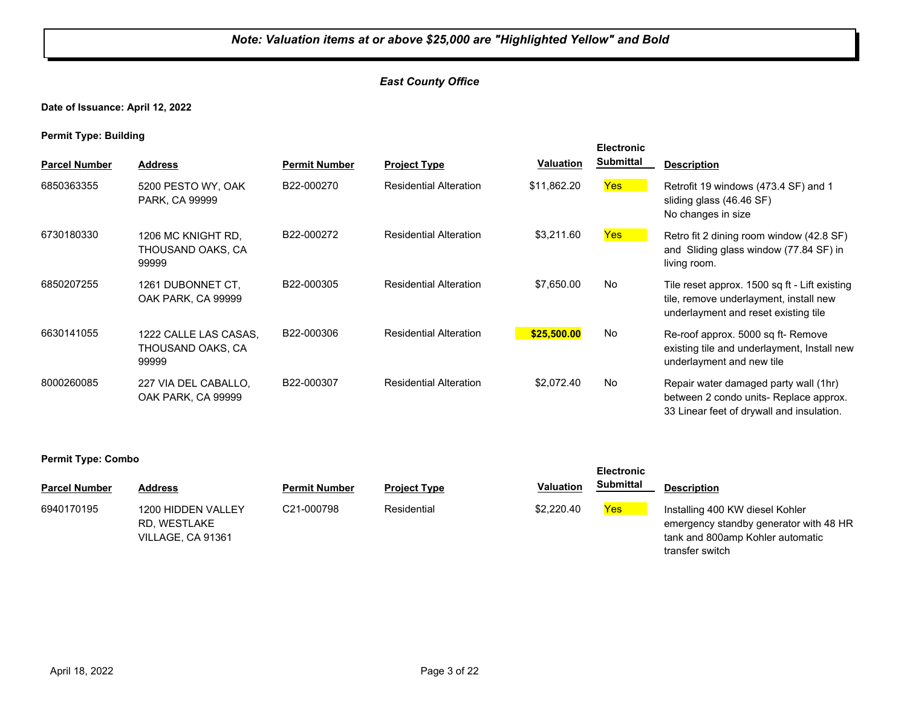***Note: Valuation items at or above $25,000 are "Highlighted Yellow" and Bold***

***East County Office***

**Date of Issuance: April 12, 2022**

**Permit Type: Building**

| Parcel Number | Address | Permit Number | Project Type | Valuation | Electronic Submittal | Description |
|---|---|---|---|---|---|---|
| 6850363355 | 5200 PESTO WY, OAK PARK, CA 99999 | B22-000270 | Residential Alteration | $11,862.20 | Yes | Retrofit 19 windows (473.4 SF) and 1 sliding glass (46.46 SF) No changes in size |
| 6730180330 | 1206 MC KNIGHT RD, THOUSAND OAKS, CA 99999 | B22-000272 | Residential Alteration | $3,211.60 | Yes | Retro fit 2 dining room window (42.8 SF) and Sliding glass window (77.84 SF) in living room. |
| 6850207255 | 1261 DUBONNET CT, OAK PARK, CA 99999 | B22-000305 | Residential Alteration | $7,650.00 | No | Tile reset approx. 1500 sq ft - Lift existing tile, remove underlayment, install new underlayment and reset existing tile |
| 6630141055 | 1222 CALLE LAS CASAS, THOUSAND OAKS, CA 99999 | B22-000306 | Residential Alteration | **$25,500.00** | No | Re-roof approx. 5000 sq ft- Remove existing tile and underlayment, Install new underlayment and new tile |
| 8000260085 | 227 VIA DEL CABALLO, OAK PARK, CA 99999 | B22-000307 | Residential Alteration | $2,072.40 | No | Repair water damaged party wall (1hr) between 2 condo units- Replace approx. 33 Linear feet of drywall and insulation. |

**Permit Type: Combo**

| Parcel Number | Address | Permit Number | Project Type | Valuation | Electronic Submittal | Description |
|---|---|---|---|---|---|---|
| 6940170195 | 1200 HIDDEN VALLEY RD, WESTLAKE VILLAGE, CA 91361 | C21-000798 | Residential | $2,220.40 | Yes | Installing 400 KW diesel Kohler emergency standby generator with 48 HR tank and 800amp Kohler automatic transfer switch |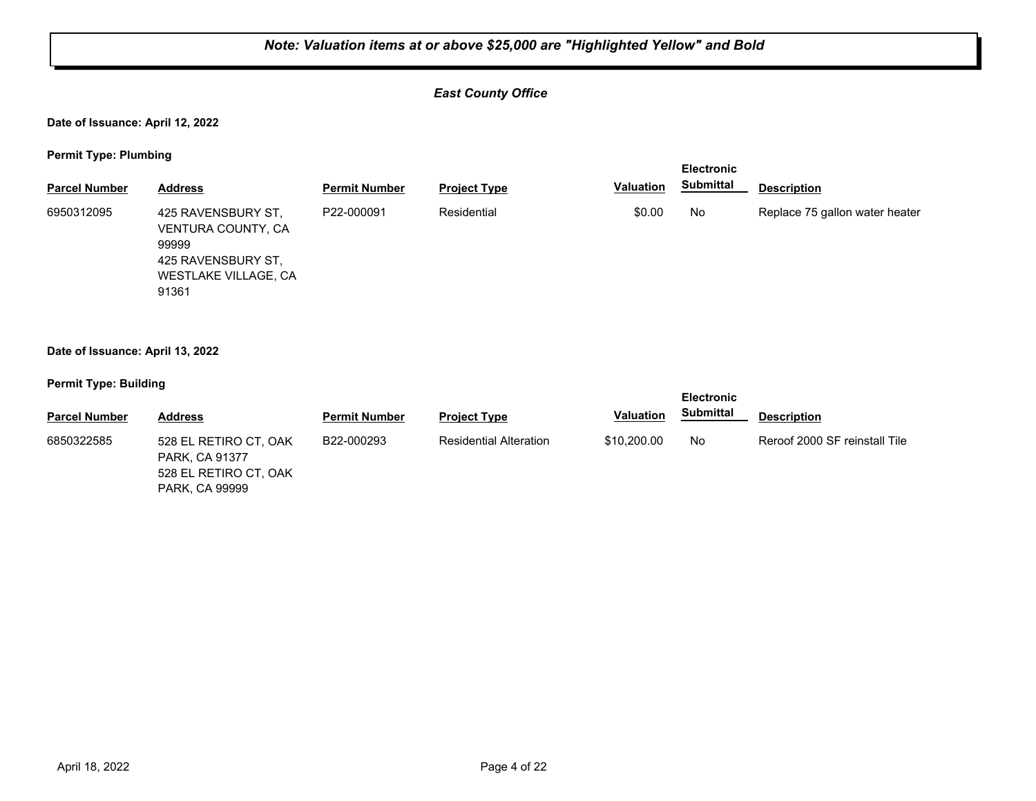***Note: Valuation items at or above $25,000 are "Highlighted Yellow" and Bold***

***East County Office***

**Date of Issuance: April 12, 2022**

**Permit Type: Plumbing**

| Parcel Number | Address | Permit Number | Project Type | Valuation | Electronic Submittal | Description |
|---|---|---|---|---|---|---|
| 6950312095 | 425 RAVENSBURY ST, VENTURA COUNTY, CA 99999<br>425 RAVENSBURY ST, WESTLAKE VILLAGE, CA 91361 | P22-000091 | Residential | $0.00 | No | Replace 75 gallon water heater |

**Date of Issuance: April 13, 2022**

**Permit Type: Building**

| Parcel Number | Address | Permit Number | Project Type | Valuation | Electronic Submittal | Description |
|---|---|---|---|---|---|---|
| 6850322585 | 528 EL RETIRO CT, OAK PARK, CA 91377<br>528 EL RETIRO CT, OAK PARK, CA 99999 | B22-000293 | Residential Alteration | $10,200.00 | No | Reroof 2000 SF reinstall Tile |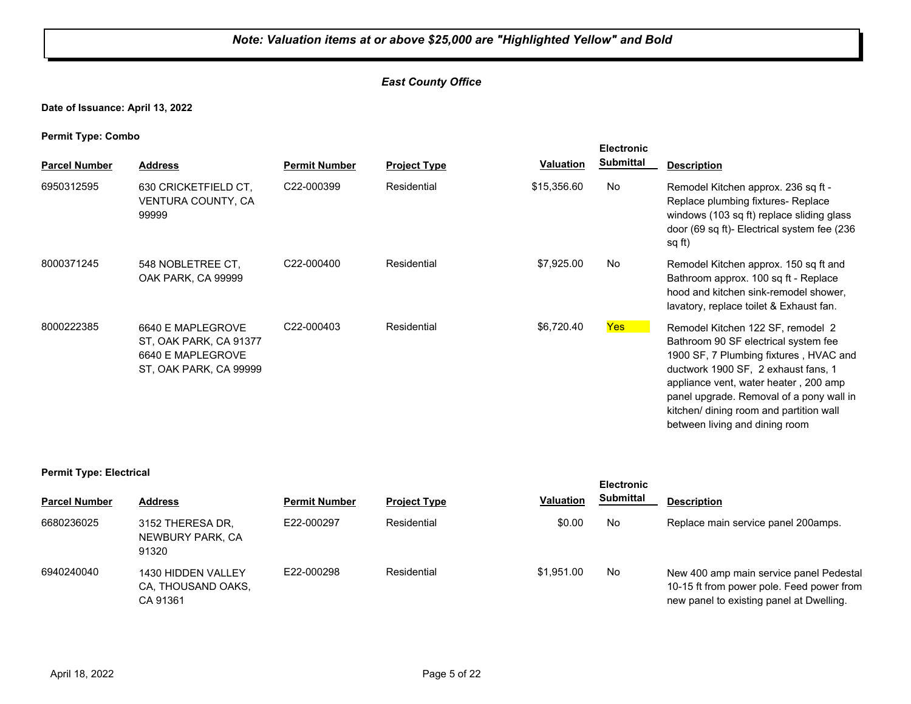***Note: Valuation items at or above $25,000 are "Highlighted Yellow" and Bold***

***East County Office***

**Date of Issuance: April 13, 2022**

**Permit Type: Combo**

| Parcel Number | Address | Permit Number | Project Type | Valuation | Electronic Submittal | Description |
|---|---|---|---|---|---|---|
| 6950312595 | 630 CRICKETFIELD CT, VENTURA COUNTY, CA 99999 | C22-000399 | Residential | $15,356.60 | No | Remodel Kitchen approx. 236 sq ft - Replace plumbing fixtures- Replace windows (103 sq ft) replace sliding glass door (69 sq ft)- Electrical system fee (236 sq ft) |
| 8000371245 | 548 NOBLETREE CT, OAK PARK, CA 99999 | C22-000400 | Residential | $7,925.00 | No | Remodel Kitchen approx. 150 sq ft and Bathroom approx. 100 sq ft - Replace hood and kitchen sink-remodel shower, lavatory, replace toilet & Exhaust fan. |
| 8000222385 | 6640 E MAPLEGROVE ST, OAK PARK, CA 91377 6640 E MAPLEGROVE ST, OAK PARK, CA 99999 | C22-000403 | Residential | $6,720.40 | Yes | Remodel Kitchen 122 SF, remodel 2 Bathroom 90 SF electrical system fee 1900 SF, 7 Plumbing fixtures , HVAC and ductwork 1900 SF, 2 exhaust fans, 1 appliance vent, water heater , 200 amp panel upgrade. Removal of a pony wall in kitchen/ dining room and partition wall between living and dining room |

**Permit Type: Electrical**

| Parcel Number | Address | Permit Number | Project Type | Valuation | Electronic Submittal | Description |
|---|---|---|---|---|---|---|
| 6680236025 | 3152 THERESA DR, NEWBURY PARK, CA 91320 | E22-000297 | Residential | $0.00 | No | Replace main service panel 200amps. |
| 6940240040 | 1430 HIDDEN VALLEY CA, THOUSAND OAKS, CA 91361 | E22-000298 | Residential | $1,951.00 | No | New 400 amp main service panel Pedestal 10-15 ft from power pole. Feed power from new panel to existing panel at Dwelling. |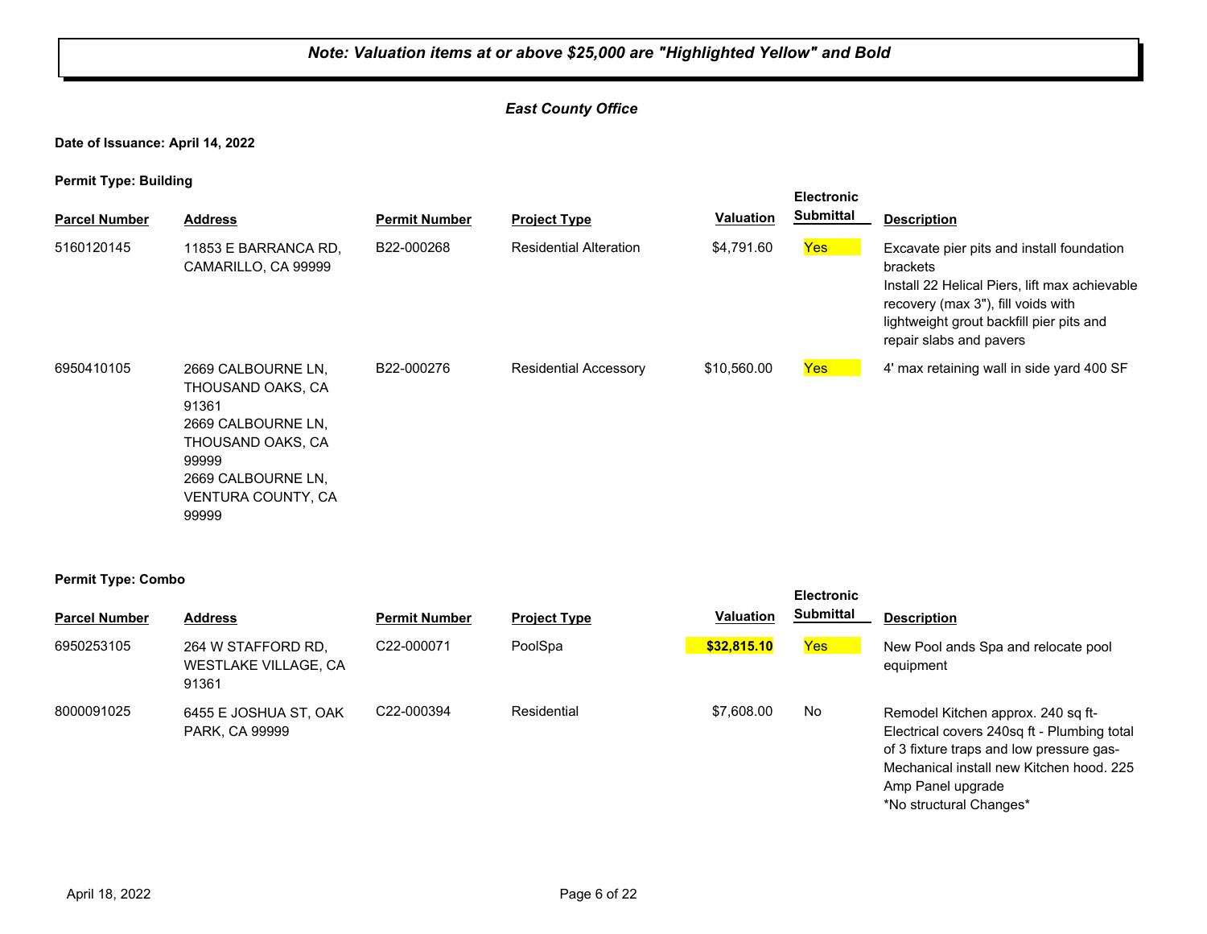***Note: Valuation items at or above $25,000 are "Highlighted Yellow" and Bold***

***East County Office***

**Date of Issuance: April 14, 2022**

**Permit Type: Building**

| Parcel Number | Address | Permit Number | Project Type | Valuation | Electronic Submittal | Description |
|---|---|---|---|---|---|---|
| 5160120145 | 11853 E BARRANCA RD, CAMARILLO, CA 99999 | B22-000268 | Residential Alteration | $4,791.60 | Yes | Excavate pier pits and install foundation brackets<br>Install 22 Helical Piers, lift max achievable recovery (max 3"), fill voids with lightweight grout backfill pier pits and repair slabs and pavers |
| 6950410105 | 2669 CALBOURNE LN, THOUSAND OAKS, CA 91361<br>2669 CALBOURNE LN, THOUSAND OAKS, CA 99999<br>2669 CALBOURNE LN, VENTURA COUNTY, CA 99999 | B22-000276 | Residential Accessory | $10,560.00 | Yes | 4' max retaining wall in side yard 400 SF |

**Permit Type: Combo**

| Parcel Number | Address | Permit Number | Project Type | Valuation | Electronic Submittal | Description |
|---|---|---|---|---|---|---|
| 6950253105 | 264 W STAFFORD RD, WESTLAKE VILLAGE, CA 91361 | C22-000071 | PoolSpa | **$32,815.10** | Yes | New Pool ands Spa and relocate pool equipment |
| 8000091025 | 6455 E JOSHUA ST, OAK PARK, CA 99999 | C22-000394 | Residential | $7,608.00 | No | Remodel Kitchen approx. 240 sq ft- Electrical covers 240sq ft - Plumbing total of 3 fixture traps and low pressure gas- Mechanical install new Kitchen hood. 225 Amp Panel upgrade<br>*No structural Changes* |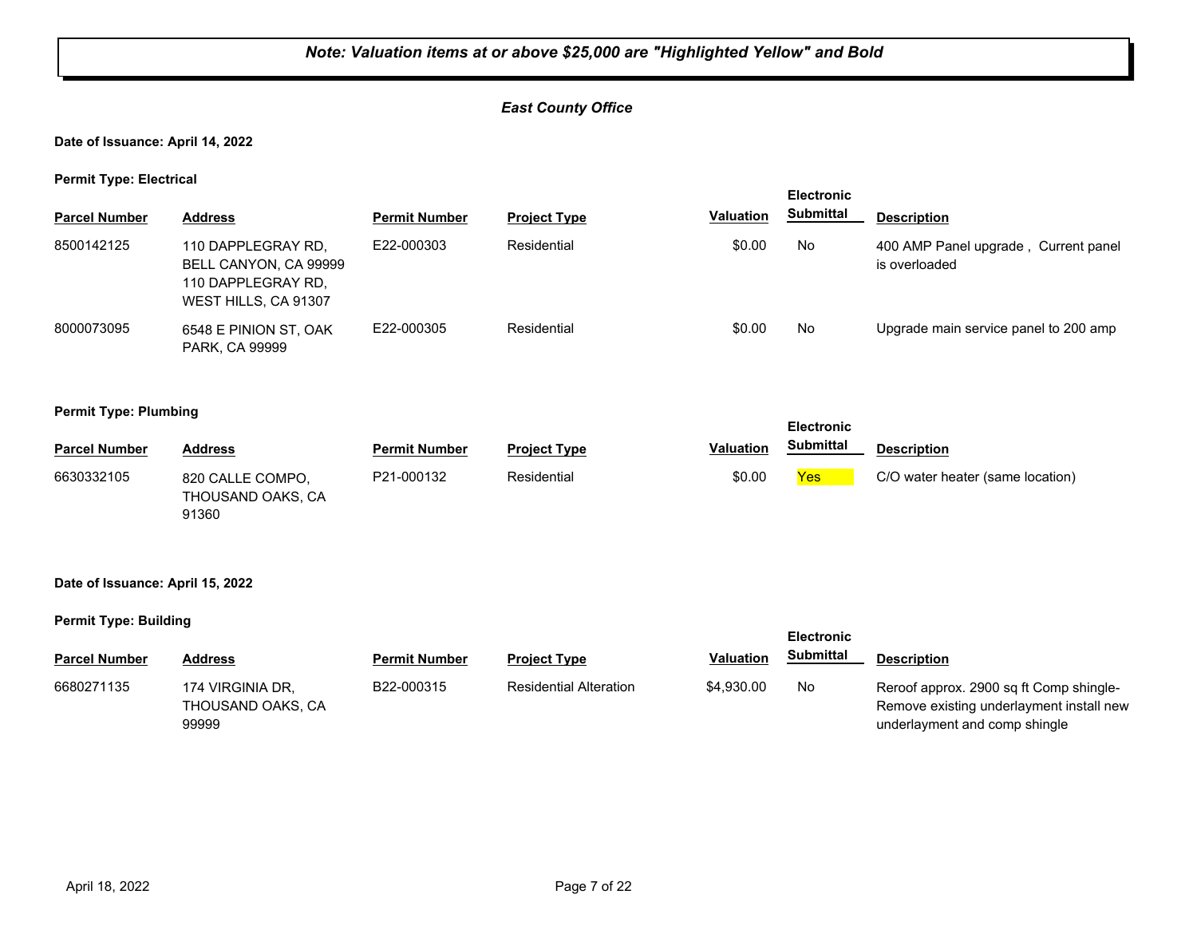***Note: Valuation items at or above $25,000 are "Highlighted Yellow" and Bold***

***East County Office***

**Date of Issuance: April 14, 2022**

**Permit Type: Electrical**

| Parcel Number | Address | Permit Number | Project Type | Valuation | Electronic Submittal | Description |
|---|---|---|---|---|---|---|
| 8500142125 | 110 DAPPLEGRAY RD, BELL CANYON, CA 99999 110 DAPPLEGRAY RD, WEST HILLS, CA 91307 | E22-000303 | Residential | $0.00 | No | 400 AMP Panel upgrade , Current panel is overloaded |
| 8000073095 | 6548 E PINION ST, OAK PARK, CA 99999 | E22-000305 | Residential | $0.00 | No | Upgrade main service panel to 200 amp |

**Permit Type: Plumbing**

| Parcel Number | Address | Permit Number | Project Type | Valuation | Electronic Submittal | Description |
|---|---|---|---|---|---|---|
| 6630332105 | 820 CALLE COMPO, THOUSAND OAKS, CA 91360 | P21-000132 | Residential | $0.00 | Yes | C/O water heater (same location) |

**Date of Issuance: April 15, 2022**

**Permit Type: Building**

| Parcel Number | Address | Permit Number | Project Type | Valuation | Electronic Submittal | Description |
|---|---|---|---|---|---|---|
| 6680271135 | 174 VIRGINIA DR, THOUSAND OAKS, CA 99999 | B22-000315 | Residential Alteration | $4,930.00 | No | Reroof approx. 2900 sq ft Comp shingle-Remove existing underlayment install new underlayment and comp shingle |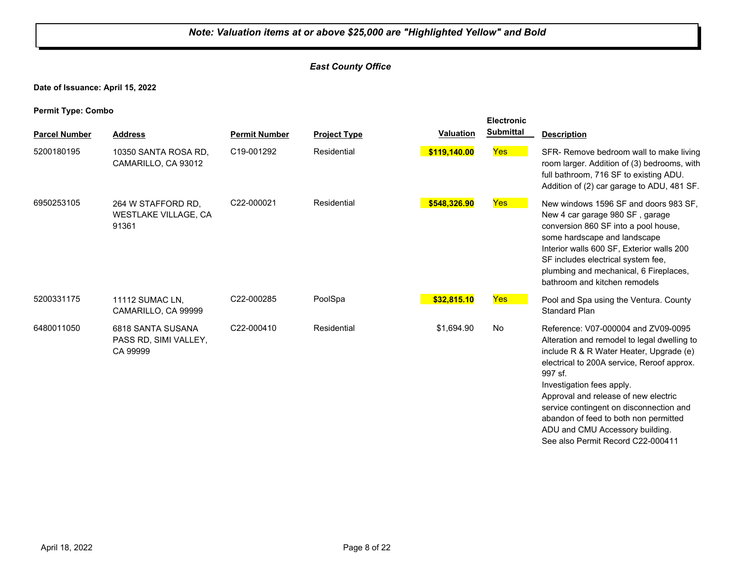***Note: Valuation items at or above $25,000 are "Highlighted Yellow" and Bold***

***East County Office***

**Date of Issuance: April 15, 2022**

**Permit Type: Combo**

| Parcel Number | Address | Permit Number | Project Type | Valuation | Electronic Submittal | Description |
|---|---|---|---|---|---|---|
| 5200180195 | 10350 SANTA ROSA RD, CAMARILLO, CA 93012 | C19-001292 | Residential | **$119,140.00** | Yes | SFR- Remove bedroom wall to make living room larger. Addition of (3) bedrooms, with full bathroom, 716 SF to existing ADU. Addition of (2) car garage to ADU, 481 SF. |
| 6950253105 | 264 W STAFFORD RD, WESTLAKE VILLAGE, CA 91361 | C22-000021 | Residential | **$548,326.90** | Yes | New windows 1596 SF and doors 983 SF, New 4 car garage 980 SF , garage conversion 860 SF into a pool house, some hardscape and landscape Interior walls 600 SF, Exterior walls 200 SF includes electrical system fee, plumbing and mechanical, 6 Fireplaces, bathroom and kitchen remodels |
| 5200331175 | 11112 SUMAC LN, CAMARILLO, CA 99999 | C22-000285 | PoolSpa | **$32,815.10** | Yes | Pool and Spa using the Ventura. County Standard Plan |
| 6480011050 | 6818 SANTA SUSANA PASS RD, SIMI VALLEY, CA 99999 | C22-000410 | Residential | $1,694.90 | No | Reference: V07-000004 and ZV09-0095 Alteration and remodel to legal dwelling to include R & R Water Heater, Upgrade (e) electrical to 200A service, Reroof approx. 997 sf. Investigation fees apply. Approval and release of new electric service contingent on disconnection and abandon of feed to both non permitted ADU and CMU Accessory building. See also Permit Record C22-000411 |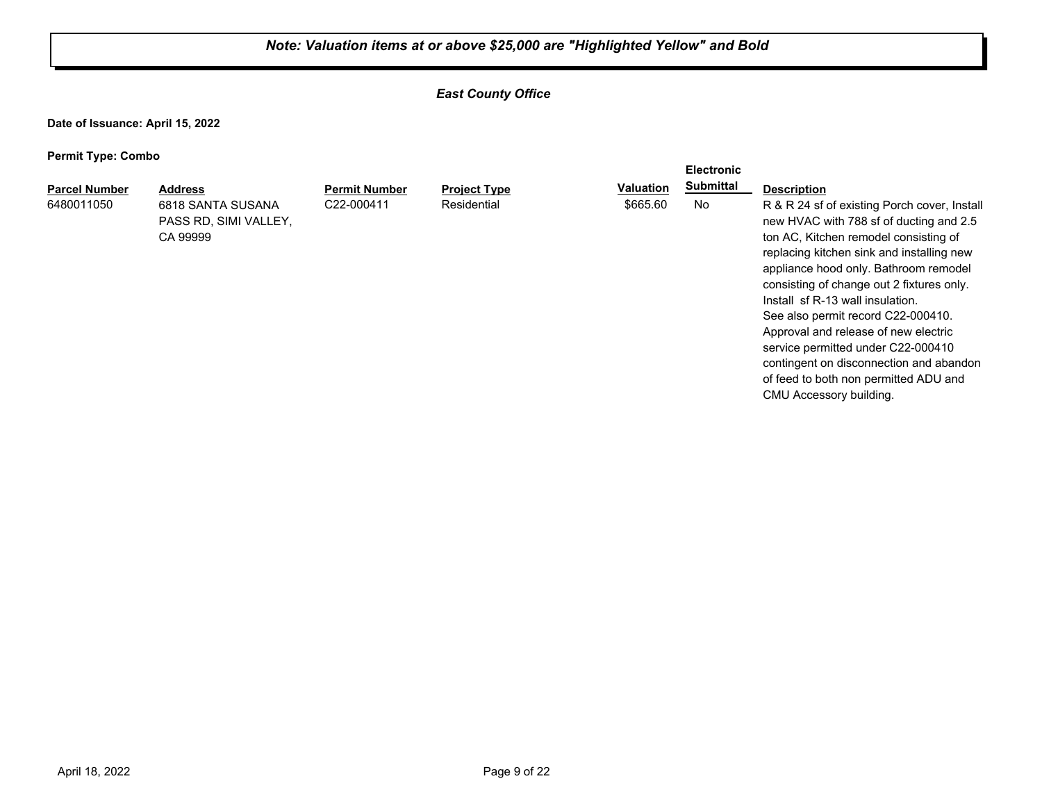***Note: Valuation items at or above $25,000 are "Highlighted Yellow" and Bold***

***East County Office***

**Date of Issuance: April 15, 2022**

**Permit Type: Combo**

| Parcel Number | Address | Permit Number | Project Type | Valuation | Electronic Submittal | Description |
|---|---|---|---|---|---|---|
| 6480011050 | 6818 SANTA SUSANA PASS RD, SIMI VALLEY, CA 99999 | C22-000411 | Residential | $665.60 | No | R & R 24 sf of existing Porch cover, Install new HVAC with 788 sf of ducting and 2.5 ton AC, Kitchen remodel consisting of replacing kitchen sink and installing new appliance hood only. Bathroom remodel consisting of change out 2 fixtures only. Install sf R-13 wall insulation. See also permit record C22-000410. Approval and release of new electric service permitted under C22-000410 contingent on disconnection and abandon of feed to both non permitted ADU and CMU Accessory building. |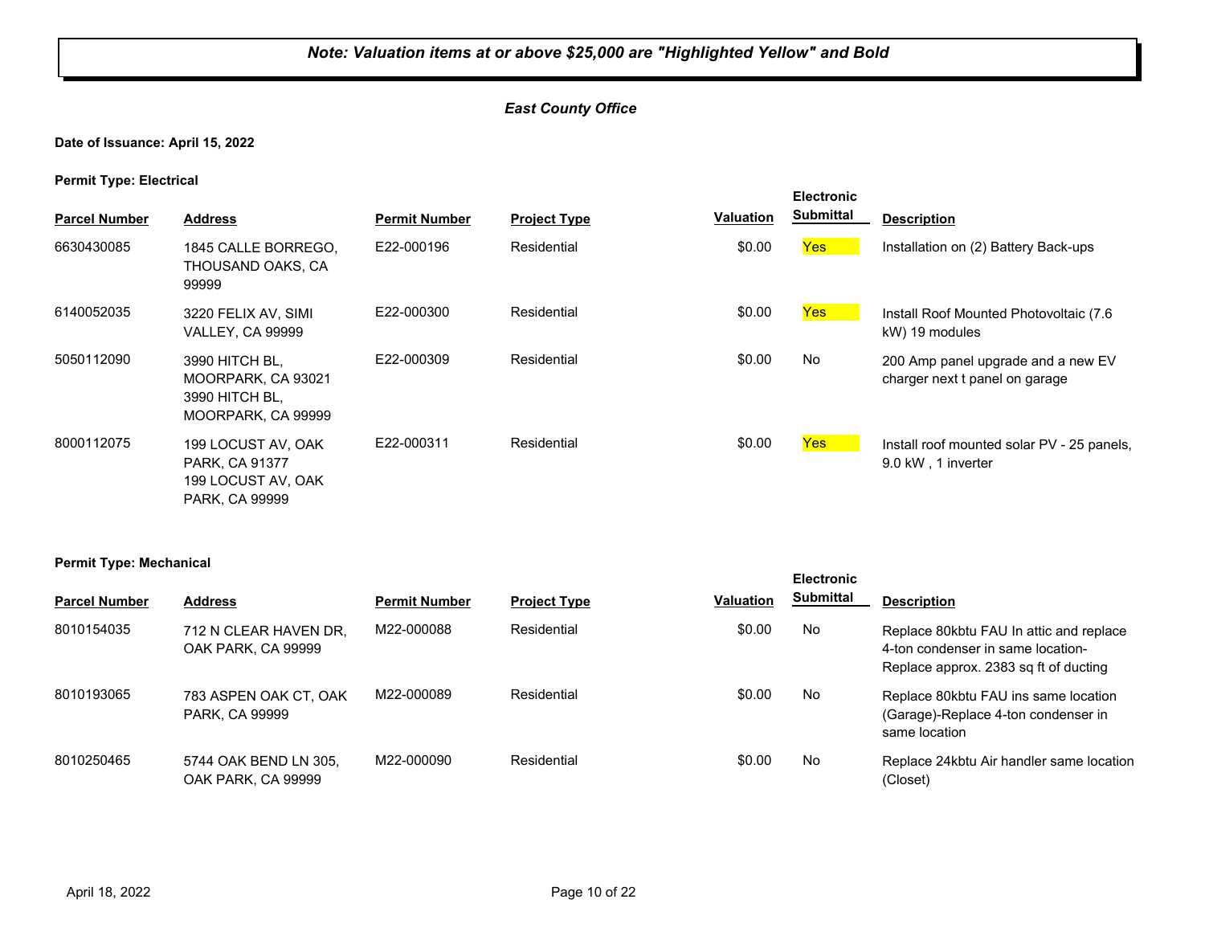***Note: Valuation items at or above $25,000 are "Highlighted Yellow" and Bold***

***East County Office***

**Date of Issuance: April 15, 2022**

**Permit Type: Electrical**

| Parcel Number | Address | Permit Number | Project Type | Valuation | Electronic Submittal | Description |
|---|---|---|---|---|---|---|
| 6630430085 | 1845 CALLE BORREGO, THOUSAND OAKS, CA 99999 | E22-000196 | Residential | $0.00 | Yes | Installation on (2) Battery Back-ups |
| 6140052035 | 3220 FELIX AV, SIMI VALLEY, CA 99999 | E22-000300 | Residential | $0.00 | Yes | Install Roof Mounted Photovoltaic (7.6 kW) 19 modules |
| 5050112090 | 3990 HITCH BL, MOORPARK, CA 93021 3990 HITCH BL, MOORPARK, CA 99999 | E22-000309 | Residential | $0.00 | No | 200 Amp panel upgrade and a new EV charger next t panel on garage |
| 8000112075 | 199 LOCUST AV, OAK PARK, CA 91377 199 LOCUST AV, OAK PARK, CA 99999 | E22-000311 | Residential | $0.00 | Yes | Install roof mounted solar PV - 25 panels, 9.0 kW , 1 inverter |

**Permit Type: Mechanical**

| Parcel Number | Address | Permit Number | Project Type | Valuation | Electronic Submittal | Description |
|---|---|---|---|---|---|---|
| 8010154035 | 712 N CLEAR HAVEN DR, OAK PARK, CA 99999 | M22-000088 | Residential | $0.00 | No | Replace 80kbtu FAU In attic and replace 4-ton condenser in same location- Replace approx. 2383 sq ft of ducting |
| 8010193065 | 783 ASPEN OAK CT, OAK PARK, CA 99999 | M22-000089 | Residential | $0.00 | No | Replace 80kbtu FAU ins same location (Garage)-Replace 4-ton condenser in same location |
| 8010250465 | 5744 OAK BEND LN 305, OAK PARK, CA 99999 | M22-000090 | Residential | $0.00 | No | Replace 24kbtu Air handler same location (Closet) |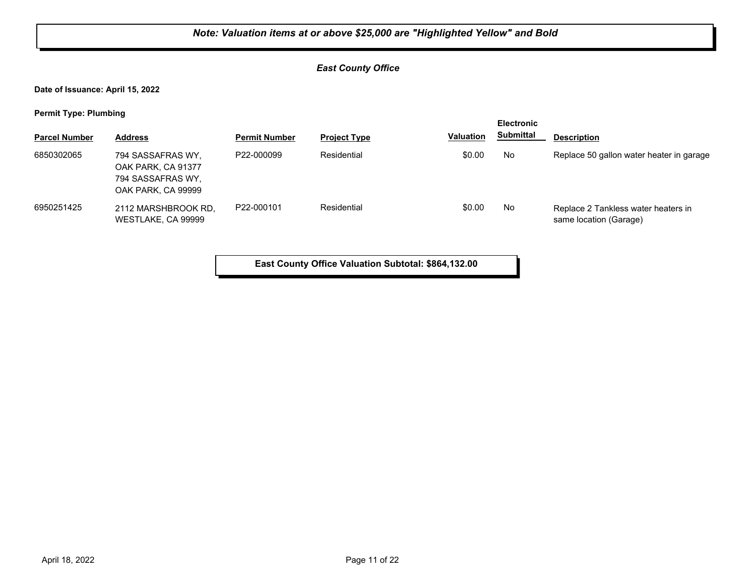**_Note: Valuation items at or above $25,000 are "Highlighted Yellow" and Bold_**

***East County Office***

**Date of Issuance: April 15, 2022**

**Permit Type: Plumbing**

| Parcel Number | Address | Permit Number | Project Type | Valuation | Electronic Submittal | Description |
|---|---|---|---|---|---|---|
| 6850302065 | 794 SASSAFRAS WY, OAK PARK, CA 91377 794 SASSAFRAS WY, OAK PARK, CA 99999 | P22-000099 | Residential | $0.00 | No | Replace 50 gallon water heater in garage |
| 6950251425 | 2112 MARSHBROOK RD, WESTLAKE, CA 99999 | P22-000101 | Residential | $0.00 | No | Replace 2 Tankless water heaters in same location (Garage) |

**East County Office Valuation Subtotal: $864,132.00**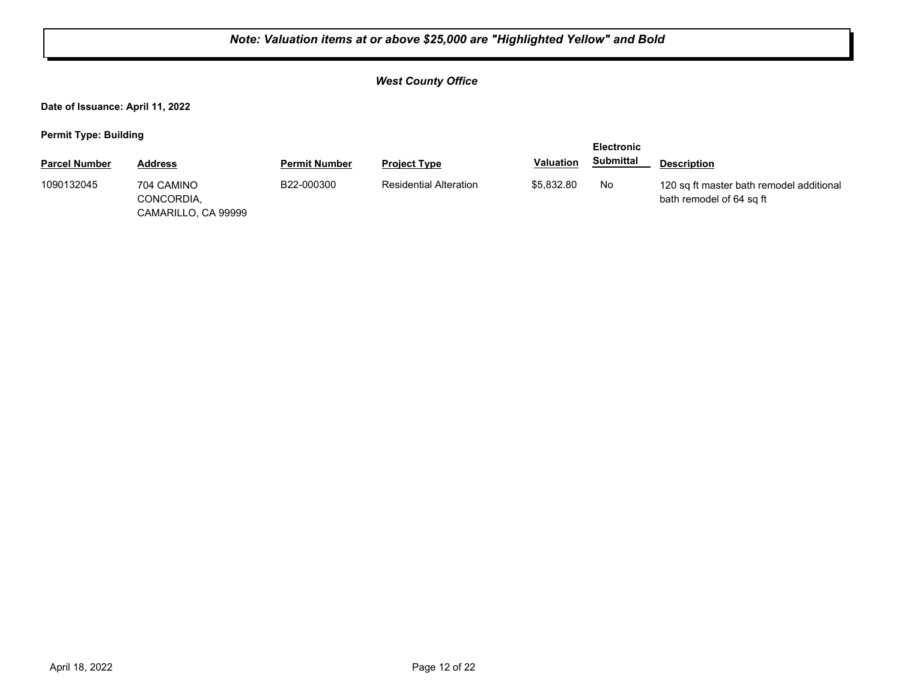***Note: Valuation items at or above $25,000 are "Highlighted Yellow" and Bold***

***West County Office***

**Date of Issuance: April 11, 2022**

**Permit Type: Building**

| Parcel Number | Address | Permit Number | Project Type | Valuation | Electronic Submittal | Description |
|---|---|---|---|---|---|---|
| 1090132045 | 704 CAMINO CONCORDIA, CAMARILLO, CA 99999 | B22-000300 | Residential Alteration | $5,832.80 | No | 120 sq ft master bath remodel additional bath remodel of 64 sq ft |

April 18, 2022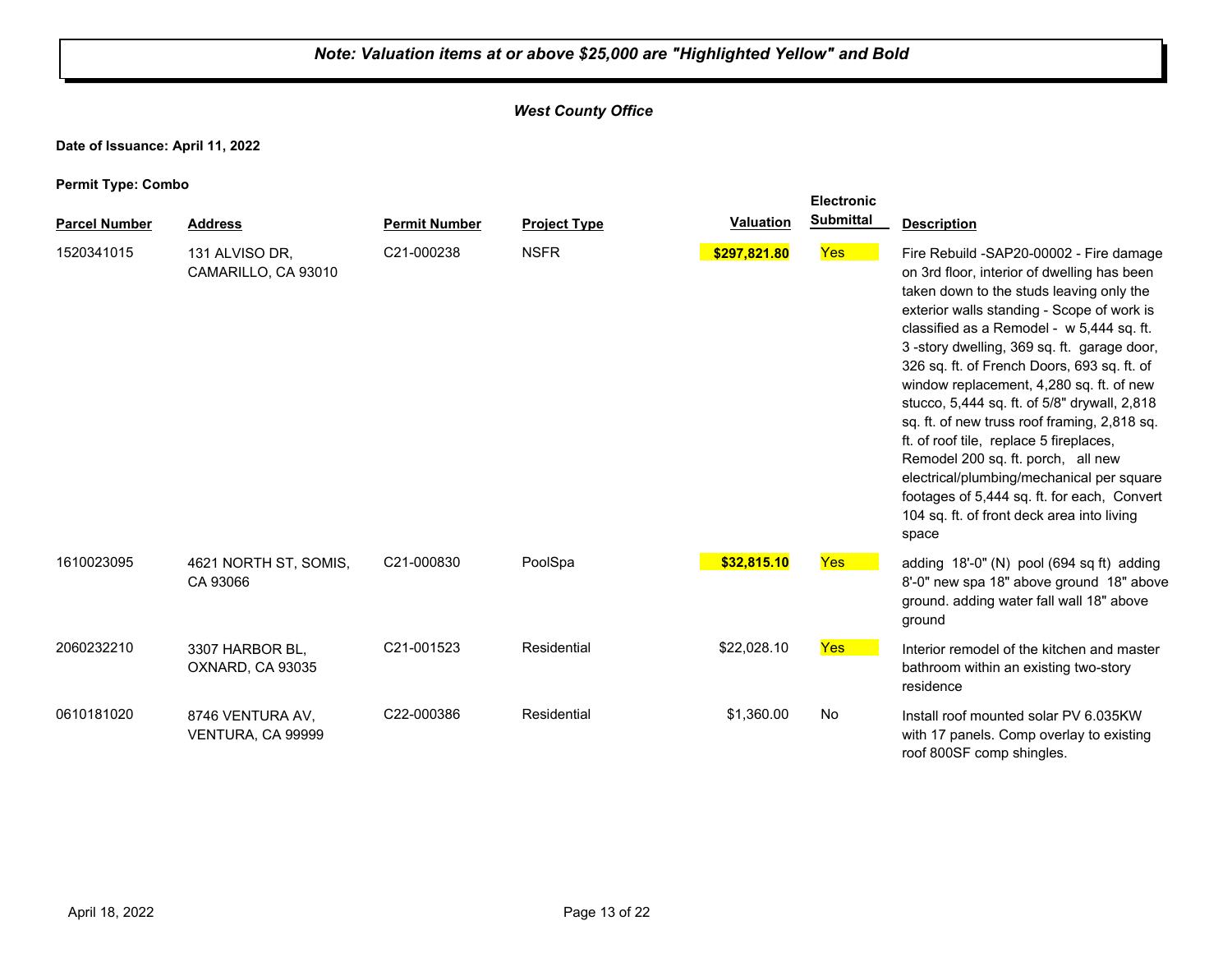***Note: Valuation items at or above $25,000 are "Highlighted Yellow" and Bold***

***West County Office***

**Date of Issuance: April 11, 2022**

**Permit Type: Combo**

| Parcel Number | Address | Permit Number | Project Type | Valuation | Electronic Submittal | Description |
|---|---|---|---|---|---|---|
| 1520341015 | 131 ALVISO DR, CAMARILLO, CA 93010 | C21-000238 | NSFR | **$297,821.80** | Yes | Fire Rebuild -SAP20-00002 - Fire damage on 3rd floor, interior of dwelling has been taken down to the studs leaving only the exterior walls standing - Scope of work is classified as a Remodel - w 5,444 sq. ft. 3 -story dwelling, 369 sq. ft. garage door, 326 sq. ft. of French Doors, 693 sq. ft. of window replacement, 4,280 sq. ft. of new stucco, 5,444 sq. ft. of 5/8" drywall, 2,818 sq. ft. of new truss roof framing, 2,818 sq. ft. of roof tile, replace 5 fireplaces, Remodel 200 sq. ft. porch, all new electrical/plumbing/mechanical per square footages of 5,444 sq. ft. for each, Convert 104 sq. ft. of front deck area into living space |
| 1610023095 | 4621 NORTH ST, SOMIS, CA 93066 | C21-000830 | PoolSpa | **$32,815.10** | Yes | adding 18'-0" (N) pool (694 sq ft) adding 8'-0" new spa 18" above ground 18" above ground. adding water fall wall 18" above ground |
| 2060232210 | 3307 HARBOR BL, OXNARD, CA 93035 | C21-001523 | Residential | $22,028.10 | Yes | Interior remodel of the kitchen and master bathroom within an existing two-story residence |
| 0610181020 | 8746 VENTURA AV, VENTURA, CA 99999 | C22-000386 | Residential | $1,360.00 | No | Install roof mounted solar PV 6.035KW with 17 panels. Comp overlay to existing roof 800SF comp shingles. |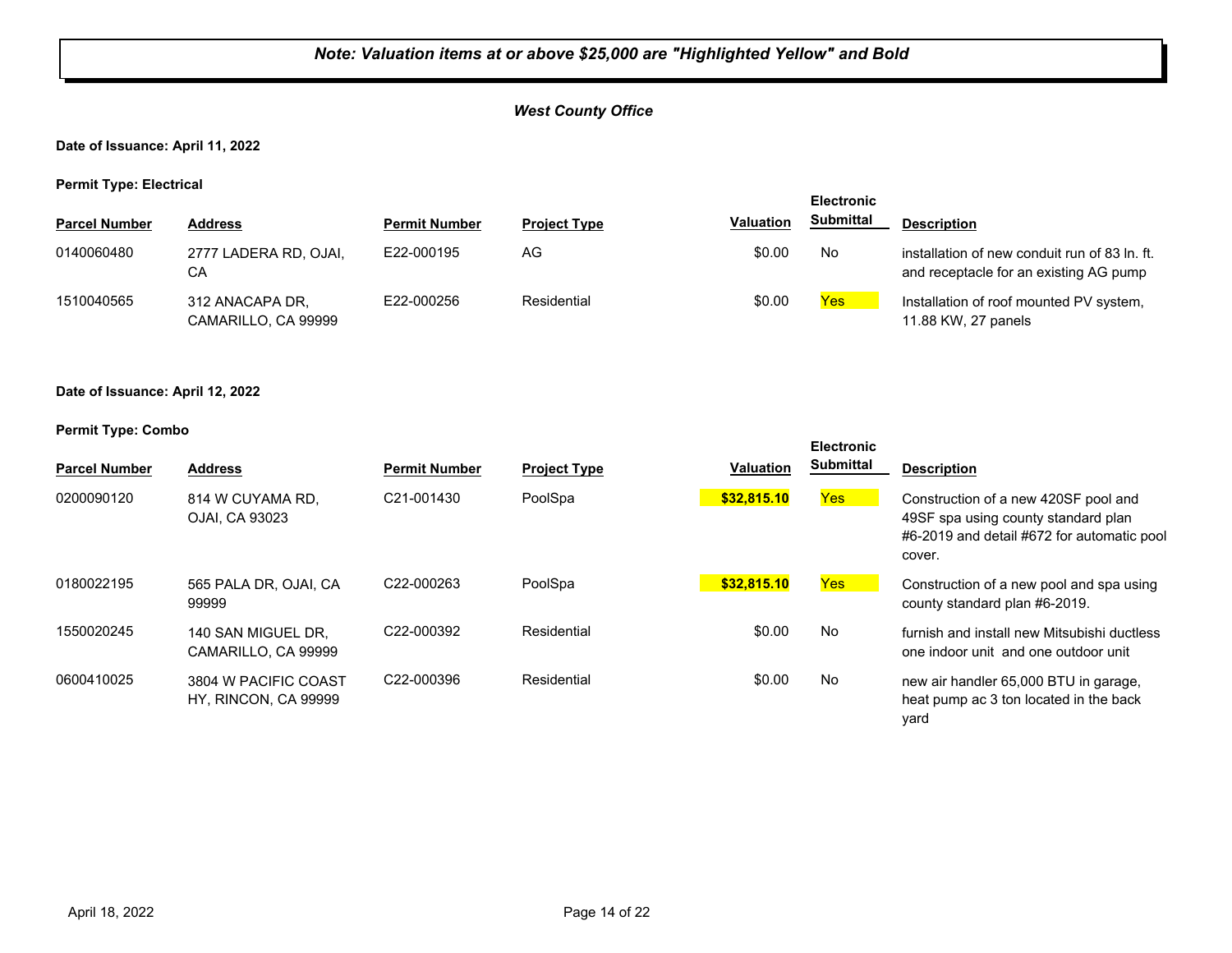***Note: Valuation items at or above $25,000 are "Highlighted Yellow" and Bold***

***West County Office***

**Date of Issuance: April 11, 2022**

**Permit Type: Electrical**

| Parcel Number | Address | Permit Number | Project Type | Valuation | Electronic Submittal | Description |
|---|---|---|---|---|---|---|
| 0140060480 | 2777 LADERA RD, OJAI, CA | E22-000195 | AG | $0.00 | No | installation of new conduit run of 83 ln. ft. and receptacle for an existing AG pump |
| 1510040565 | 312 ANACAPA DR, CAMARILLO, CA 99999 | E22-000256 | Residential | $0.00 | Yes | Installation of roof mounted PV system, 11.88 KW, 27 panels |

**Date of Issuance: April 12, 2022**

**Permit Type: Combo**

| Parcel Number | Address | Permit Number | Project Type | Valuation | Electronic Submittal | Description |
|---|---|---|---|---|---|---|
| 0200090120 | 814 W CUYAMA RD, OJAI, CA 93023 | C21-001430 | PoolSpa | **$32,815.10** | Yes | Construction of a new 420SF pool and 49SF spa using county standard plan #6-2019 and detail #672 for automatic pool cover. |
| 0180022195 | 565 PALA DR, OJAI, CA 99999 | C22-000263 | PoolSpa | **$32,815.10** | Yes | Construction of a new pool and spa using county standard plan #6-2019. |
| 1550020245 | 140 SAN MIGUEL DR, CAMARILLO, CA 99999 | C22-000392 | Residential | $0.00 | No | furnish and install new Mitsubishi ductless one indoor unit and one outdoor unit |
| 0600410025 | 3804 W PACIFIC COAST HY, RINCON, CA 99999 | C22-000396 | Residential | $0.00 | No | new air handler 65,000 BTU in garage, heat pump ac 3 ton located in the back yard |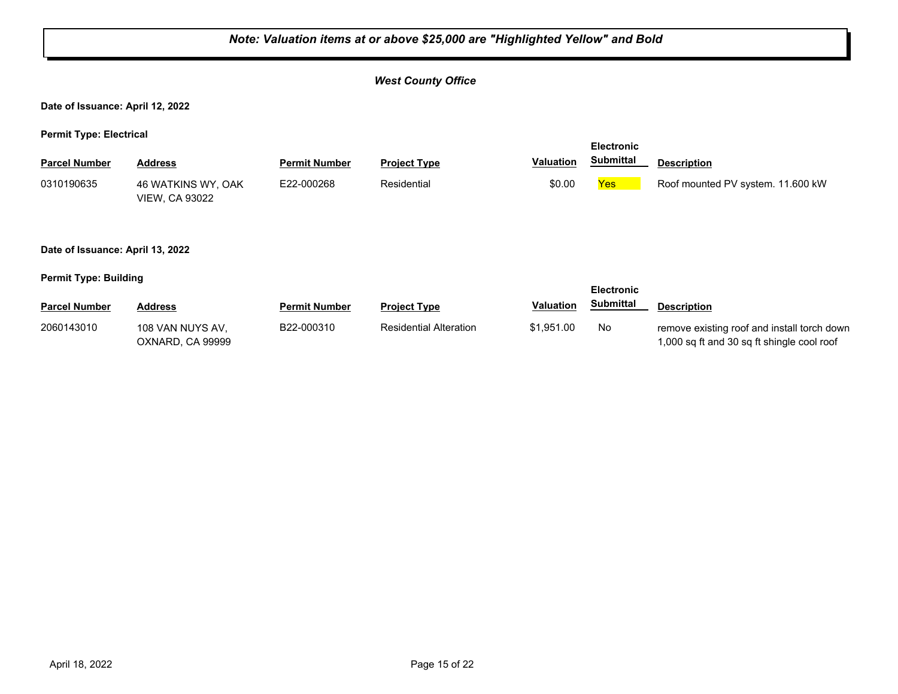**_Note: Valuation items at or above $25,000 are "Highlighted Yellow" and Bold_**

***West County Office***

**Date of Issuance: April 12, 2022**

**Permit Type: Electrical**

| Parcel Number | Address | Permit Number | Project Type | Valuation | Electronic Submittal | Description |
|---|---|---|---|---|---|---|
| 0310190635 | 46 WATKINS WY, OAK VIEW, CA 93022 | E22-000268 | Residential | $0.00 | Yes | Roof mounted PV system. 11.600 kW |

**Date of Issuance: April 13, 2022**

**Permit Type: Building**

| Parcel Number | Address | Permit Number | Project Type | Valuation | Electronic Submittal | Description |
|---|---|---|---|---|---|---|
| 2060143010 | 108 VAN NUYS AV, OXNARD, CA 99999 | B22-000310 | Residential Alteration | $1,951.00 | No | remove existing roof and install torch down 1,000 sq ft and 30 sq ft shingle cool roof |

April 18, 2022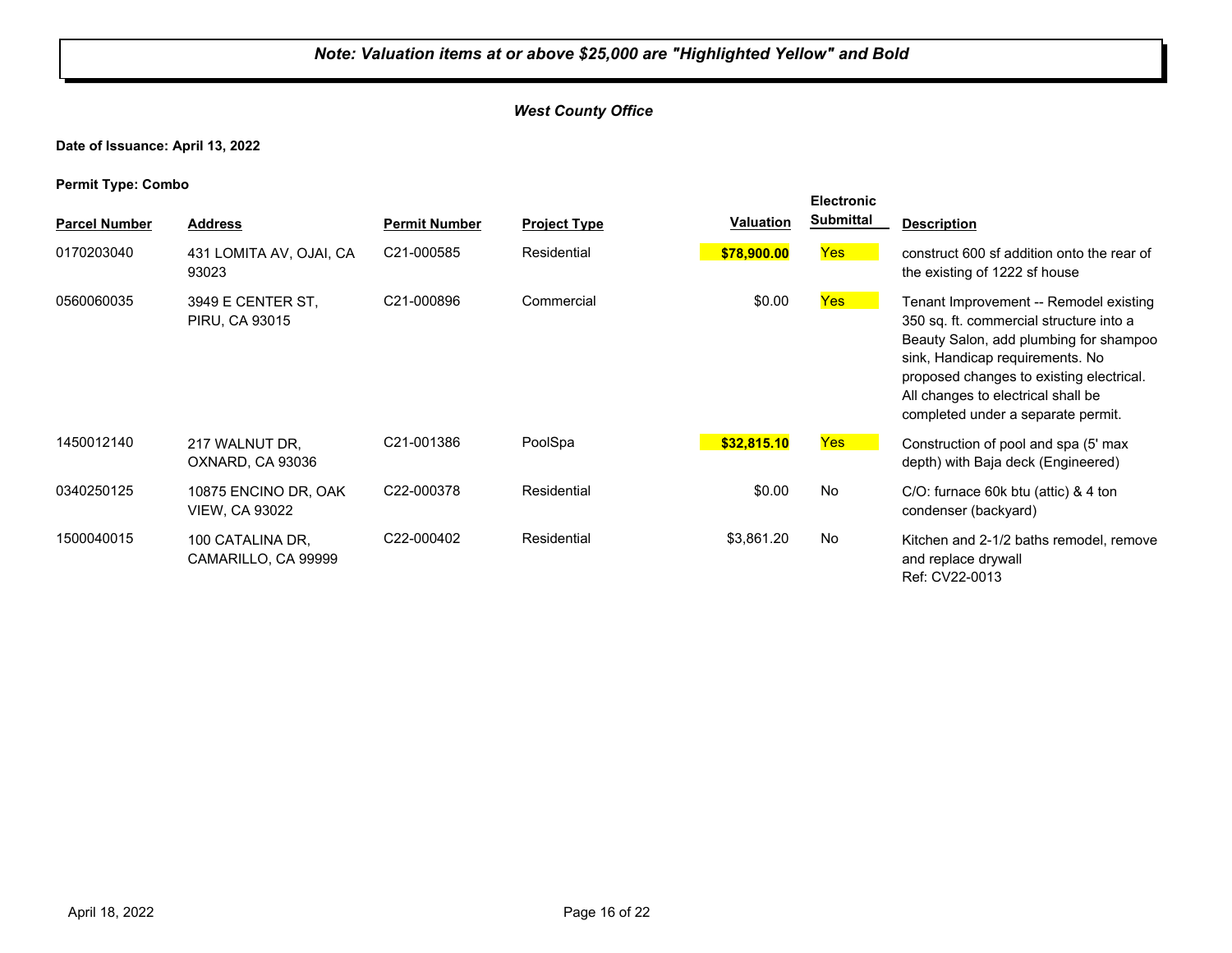***Note: Valuation items at or above $25,000 are "Highlighted Yellow" and Bold***

***West County Office***

**Date of Issuance: April 13, 2022**

**Permit Type: Combo**

| Parcel Number | Address | Permit Number | Project Type | Valuation | Electronic Submittal | Description |
|---|---|---|---|---|---|---|
| 0170203040 | 431 LOMITA AV, OJAI, CA 93023 | C21-000585 | Residential | **$78,900.00** | Yes | construct 600 sf addition onto the rear of the existing of 1222 sf house |
| 0560060035 | 3949 E CENTER ST, PIRU, CA 93015 | C21-000896 | Commercial | $0.00 | Yes | Tenant Improvement -- Remodel existing 350 sq. ft. commercial structure into a Beauty Salon, add plumbing for shampoo sink, Handicap requirements. No proposed changes to existing electrical. All changes to electrical shall be completed under a separate permit. |
| 1450012140 | 217 WALNUT DR, OXNARD, CA 93036 | C21-001386 | PoolSpa | **$32,815.10** | Yes | Construction of pool and spa (5' max depth) with Baja deck (Engineered) |
| 0340250125 | 10875 ENCINO DR, OAK VIEW, CA 93022 | C22-000378 | Residential | $0.00 | No | C/O: furnace 60k btu (attic) & 4 ton condenser (backyard) |
| 1500040015 | 100 CATALINA DR, CAMARILLO, CA 99999 | C22-000402 | Residential | $3,861.20 | No | Kitchen and 2-1/2 baths remodel, remove and replace drywall Ref: CV22-0013 |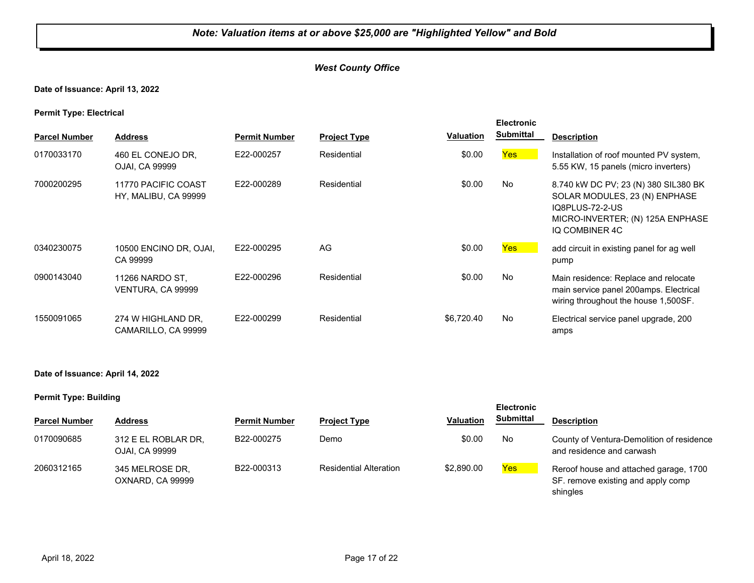***Note: Valuation items at or above $25,000 are "Highlighted Yellow" and Bold***

***West County Office***

**Date of Issuance: April 13, 2022**

**Permit Type: Electrical**

| Parcel Number | Address | Permit Number | Project Type | Valuation | Electronic Submittal | Description |
|---|---|---|---|---|---|---|
| 0170033170 | 460 EL CONEJO DR, OJAI, CA 99999 | E22-000257 | Residential | $0.00 | Yes | Installation of roof mounted PV system, 5.55 KW, 15 panels (micro inverters) |
| 7000200295 | 11770 PACIFIC COAST HY, MALIBU, CA 99999 | E22-000289 | Residential | $0.00 | No | 8.740 kW DC PV; 23 (N) 380 SIL380 BK SOLAR MODULES, 23 (N) ENPHASE IQ8PLUS-72-2-US MICRO-INVERTER; (N) 125A ENPHASE IQ COMBINER 4C |
| 0340230075 | 10500 ENCINO DR, OJAI, CA 99999 | E22-000295 | AG | $0.00 | Yes | add circuit in existing panel for ag well pump |
| 0900143040 | 11266 NARDO ST, VENTURA, CA 99999 | E22-000296 | Residential | $0.00 | No | Main residence: Replace and relocate main service panel 200amps. Electrical wiring throughout the house 1,500SF. |
| 1550091065 | 274 W HIGHLAND DR, CAMARILLO, CA 99999 | E22-000299 | Residential | $6,720.40 | No | Electrical service panel upgrade, 200 amps |

**Date of Issuance: April 14, 2022**

**Permit Type: Building**

| Parcel Number | Address | Permit Number | Project Type | Valuation | Electronic Submittal | Description |
|---|---|---|---|---|---|---|
| 0170090685 | 312 E EL ROBLAR DR, OJAI, CA 99999 | B22-000275 | Demo | $0.00 | No | County of Ventura-Demolition of residence and residence and carwash |
| 2060312165 | 345 MELROSE DR, OXNARD, CA 99999 | B22-000313 | Residential Alteration | $2,890.00 | Yes | Reroof house and attached garage, 1700 SF. remove existing and apply comp shingles |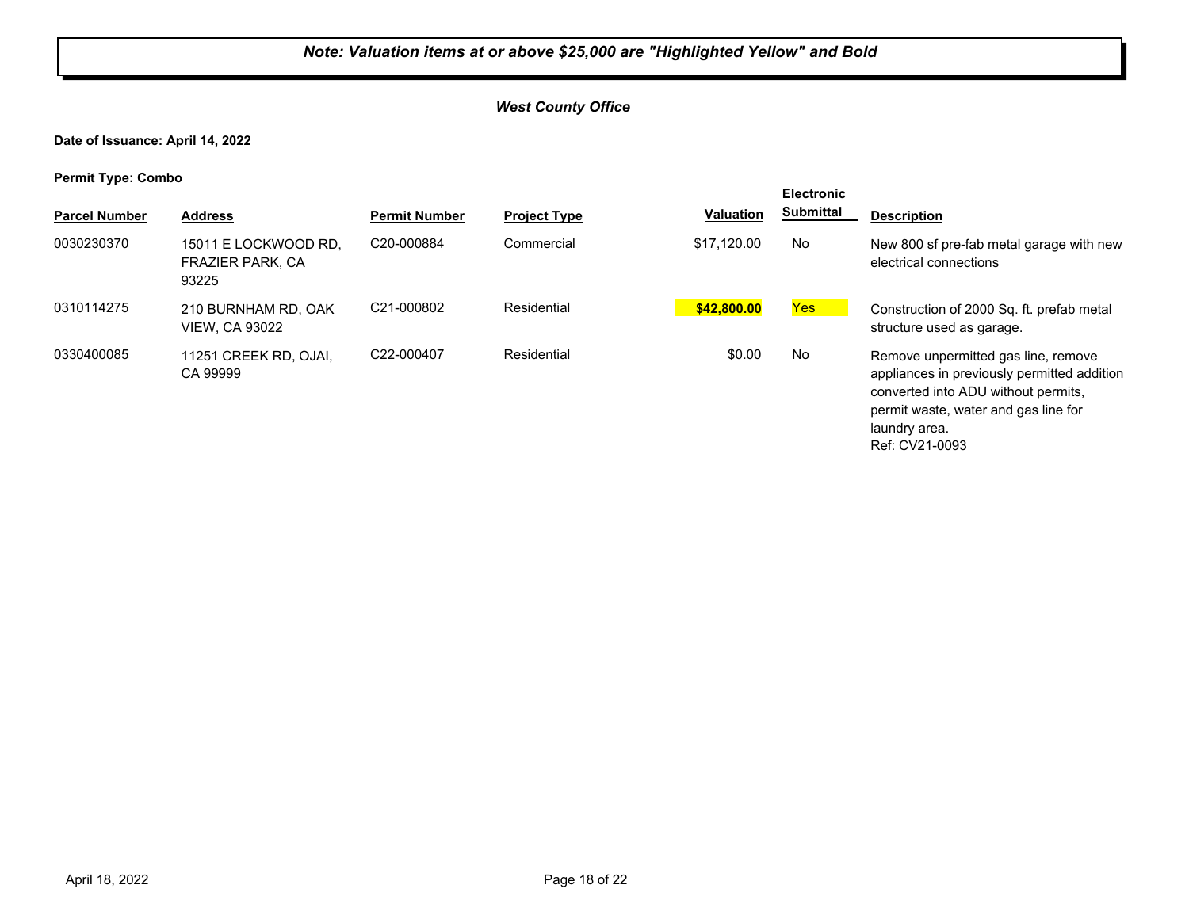***Note: Valuation items at or above $25,000 are "Highlighted Yellow" and Bold***

***West County Office***

**Date of Issuance: April 14, 2022**

**Permit Type: Combo**

| Parcel Number | Address | Permit Number | Project Type | Valuation | Electronic Submittal | Description |
|---|---|---|---|---|---|---|
| 0030230370 | 15011 E LOCKWOOD RD, FRAZIER PARK, CA 93225 | C20-000884 | Commercial | $17,120.00 | No | New 800 sf pre-fab metal garage with new electrical connections |
| 0310114275 | 210 BURNHAM RD, OAK VIEW, CA 93022 | C21-000802 | Residential | **$42,800.00** | Yes | Construction of 2000 Sq. ft. prefab metal structure used as garage. |
| 0330400085 | 11251 CREEK RD, OJAI, CA 99999 | C22-000407 | Residential | $0.00 | No | Remove unpermitted gas line, remove appliances in previously permitted addition converted into ADU without permits, permit waste, water and gas line for laundry area. Ref: CV21-0093 |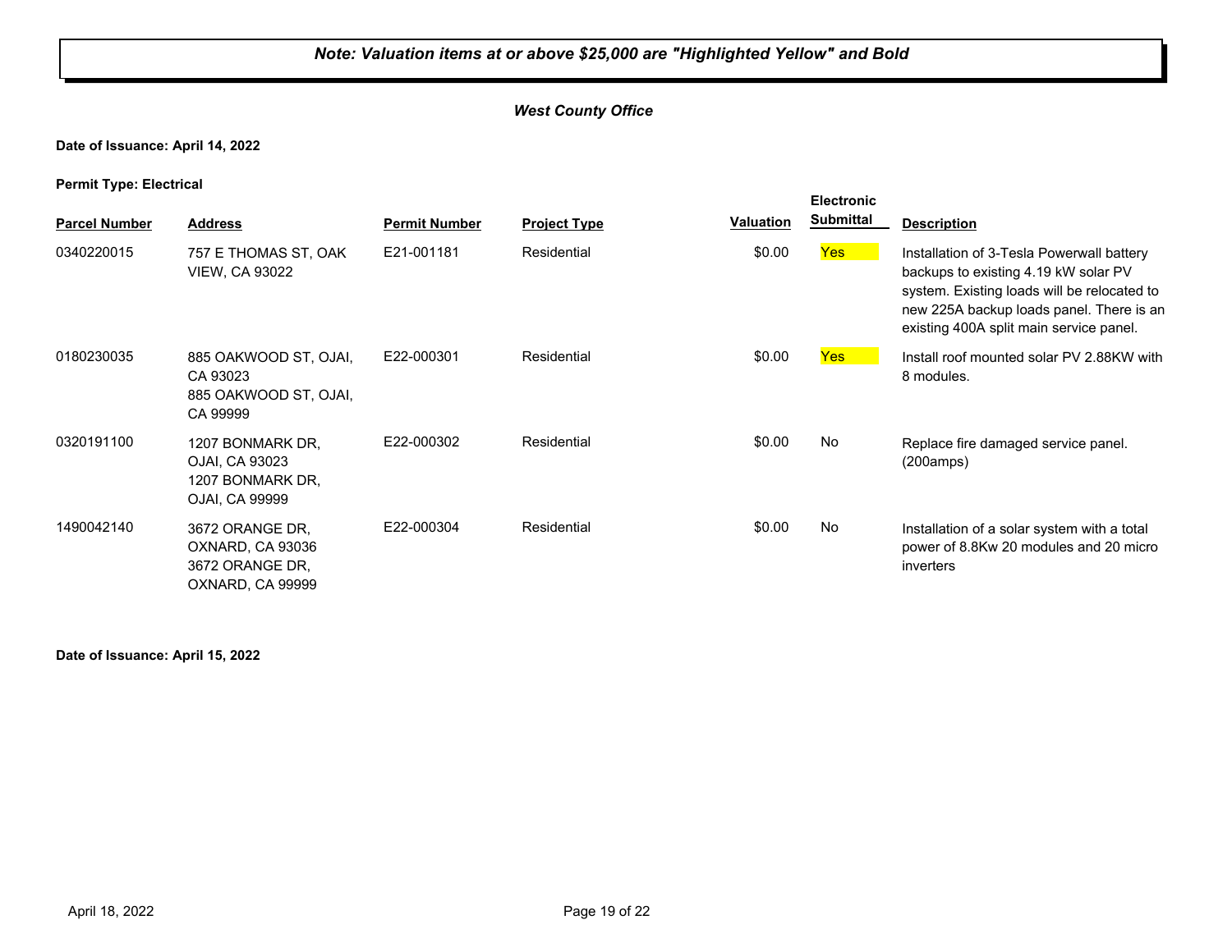***Note: Valuation items at or above $25,000 are "Highlighted Yellow" and Bold***

***West County Office***

**Date of Issuance: April 14, 2022**

**Permit Type: Electrical**

| Parcel Number | Address | Permit Number | Project Type | Valuation | Electronic Submittal | Description |
|---|---|---|---|---|---|---|
| 0340220015 | 757 E THOMAS ST, OAK VIEW, CA 93022 | E21-001181 | Residential | $0.00 | Yes | Installation of 3-Tesla Powerwall battery backups to existing 4.19 kW solar PV system. Existing loads will be relocated to new 225A backup loads panel. There is an existing 400A split main service panel. |
| 0180230035 | 885 OAKWOOD ST, OJAI, CA 93023<br>885 OAKWOOD ST, OJAI, CA 99999 | E22-000301 | Residential | $0.00 | Yes | Install roof mounted solar PV 2.88KW with 8 modules. |
| 0320191100 | 1207 BONMARK DR, OJAI, CA 93023<br>1207 BONMARK DR, OJAI, CA 99999 | E22-000302 | Residential | $0.00 | No | Replace fire damaged service panel. (200amps) |
| 1490042140 | 3672 ORANGE DR, OXNARD, CA 93036<br>3672 ORANGE DR, OXNARD, CA 99999 | E22-000304 | Residential | $0.00 | No | Installation of a solar system with a total power of 8.8Kw 20 modules and 20 micro inverters |

**Date of Issuance: April 15, 2022**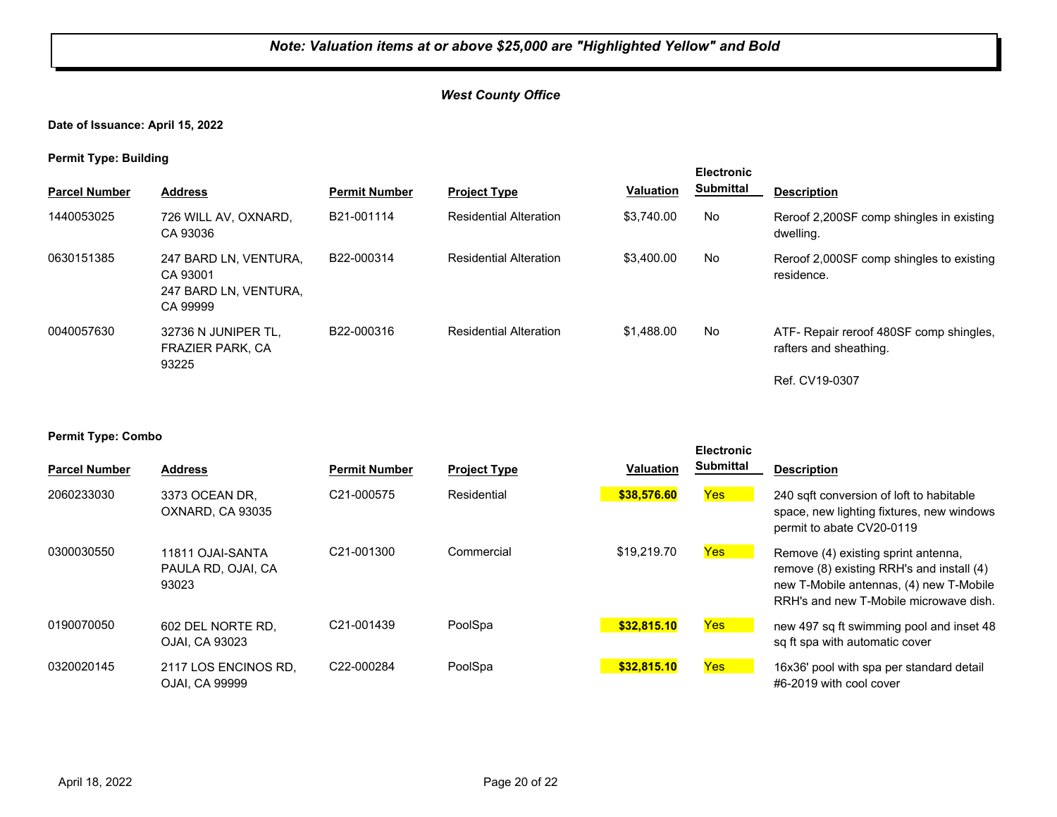***Note: Valuation items at or above $25,000 are "Highlighted Yellow" and Bold***

***West County Office***

**Date of Issuance: April 15, 2022**

**Permit Type: Building**

| Parcel Number | Address | Permit Number | Project Type | Valuation | Electronic Submittal | Description |
|---|---|---|---|---|---|---|
| 1440053025 | 726 WILL AV, OXNARD, CA 93036 | B21-001114 | Residential Alteration | $3,740.00 | No | Reroof 2,200SF comp shingles in existing dwelling. |
| 0630151385 | 247 BARD LN, VENTURA, CA 93001<br>247 BARD LN, VENTURA, CA 99999 | B22-000314 | Residential Alteration | $3,400.00 | No | Reroof 2,000SF comp shingles to existing residence. |
| 0040057630 | 32736 N JUNIPER TL, FRAZIER PARK, CA 93225 | B22-000316 | Residential Alteration | $1,488.00 | No | ATF- Repair reroof 480SF comp shingles, rafters and sheathing.<br><br>Ref. CV19-0307 |

**Permit Type: Combo**

| Parcel Number | Address | Permit Number | Project Type | Valuation | Electronic Submittal | Description |
|---|---|---|---|---|---|---|
| 2060233030 | 3373 OCEAN DR, OXNARD, CA 93035 | C21-000575 | Residential | **$38,576.60** | Yes | 240 sqft conversion of loft to habitable space, new lighting fixtures, new windows permit to abate CV20-0119 |
| 0300030550 | 11811 OJAI-SANTA PAULA RD, OJAI, CA 93023 | C21-001300 | Commercial | $19,219.70 | Yes | Remove (4) existing sprint antenna, remove (8) existing RRH's and install (4) new T-Mobile antennas, (4) new T-Mobile RRH's and new T-Mobile microwave dish. |
| 0190070050 | 602 DEL NORTE RD, OJAI, CA 93023 | C21-001439 | PoolSpa | **$32,815.10** | Yes | new 497 sq ft swimming pool and inset 48 sq ft spa with automatic cover |
| 0320020145 | 2117 LOS ENCINOS RD, OJAI, CA 99999 | C22-000284 | PoolSpa | **$32,815.10** | Yes | 16x36' pool with spa per standard detail #6-2019 with cool cover |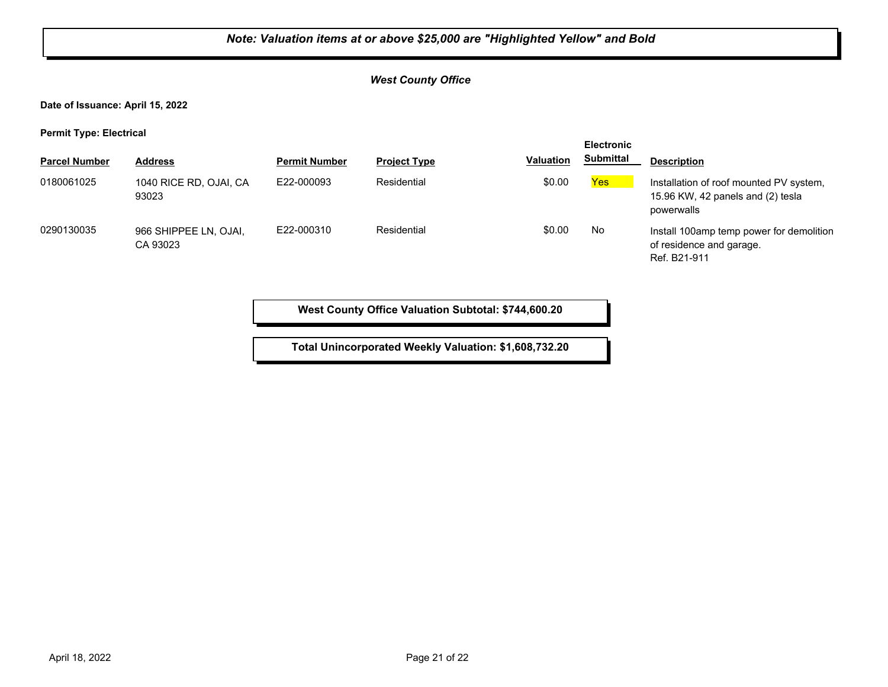**Note: Valuation items at or above $25,000 are "Highlighted Yellow" and Bold**

***West County Office***

**Date of Issuance: April 15, 2022**

**Permit Type: Electrical**

| Parcel Number | Address | Permit Number | Project Type | Valuation | Electronic Submittal | Description |
|---|---|---|---|---|---|---|
| 0180061025 | 1040 RICE RD, OJAI, CA 93023 | E22-000093 | Residential | $0.00 | Yes | Installation of roof mounted PV system, 15.96 KW, 42 panels and (2) tesla powerwalls |
| 0290130035 | 966 SHIPPEE LN, OJAI, CA 93023 | E22-000310 | Residential | $0.00 | No | Install 100amp temp power for demolition of residence and garage. Ref. B21-911 |

**West County Office Valuation Subtotal: $744,600.20**

**Total Unincorporated Weekly Valuation: $1,608,732.20**

April 18, 2022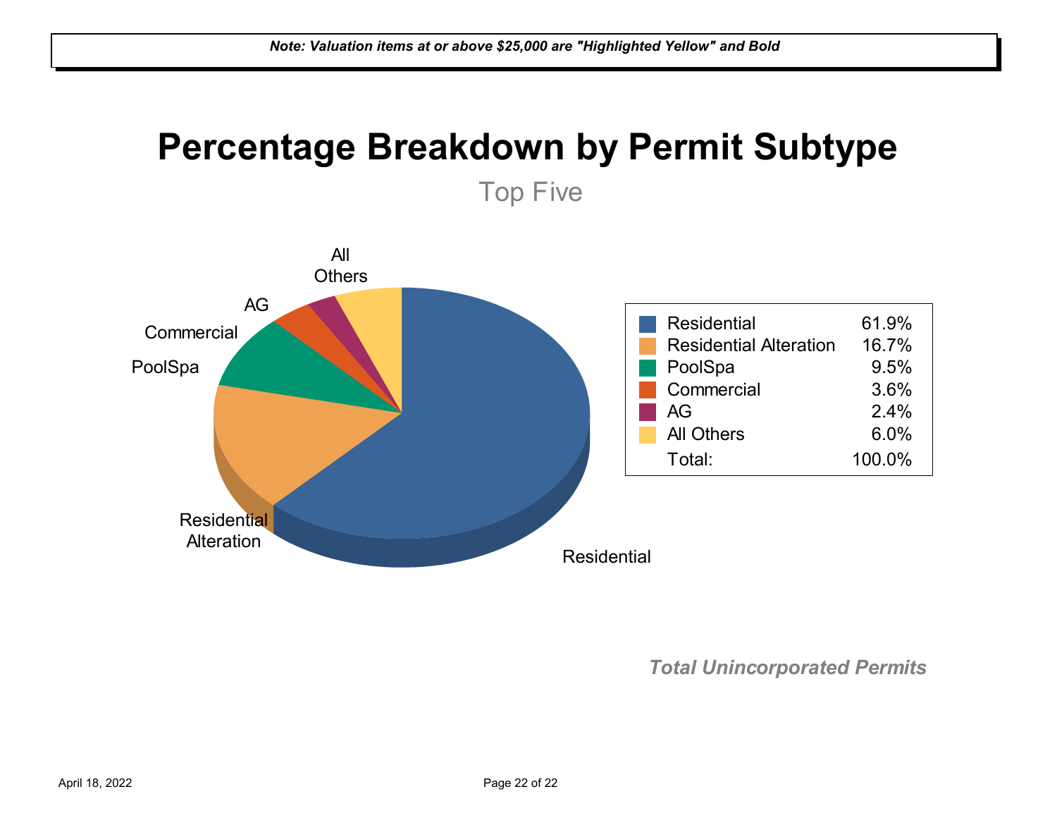***Note: Valuation items at or above $25,000 are "Highlighted Yellow" and Bold***

# Percentage Breakdown by Permit Subtype

Top Five

All Others

AG

Commercial

PoolSpa

Residential Alteration

Residential

Residential 61.9%

Residential Alteration 16.7%

PoolSpa 9.5%

Commercial 3.6%

AG 2.4%

All Others 6.0%

Total: 100.0%

***Total Unincorporated Permits***

April 18, 2022